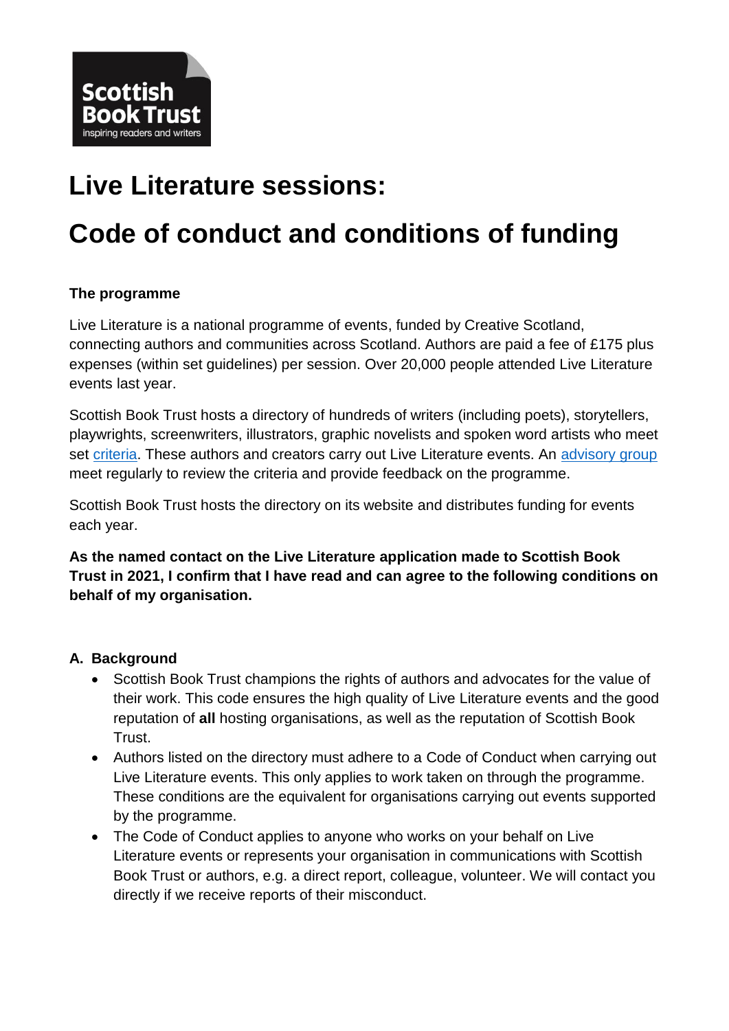Scottish Book Trust
inspiring readers and writers

# Live Literature sessions:

# Code of conduct and conditions of funding

**The programme**

Live Literature is a national programme of events, funded by Creative Scotland, connecting authors and communities across Scotland. Authors are paid a fee of £175 plus expenses (within set guidelines) per session. Over 20,000 people attended Live Literature events last year.

Scottish Book Trust hosts a directory of hundreds of writers (including poets), storytellers, playwrights, screenwriters, illustrators, graphic novelists and spoken word artists who meet set criteria. These authors and creators carry out Live Literature events. An advisory group meet regularly to review the criteria and provide feedback on the programme.

Scottish Book Trust hosts the directory on its website and distributes funding for events each year.

**As the named contact on the Live Literature application made to Scottish Book Trust in 2021, I confirm that I have read and can agree to the following conditions on behalf of my organisation.**

## A. Background

- Scottish Book Trust champions the rights of authors and advocates for the value of their work. This code ensures the high quality of Live Literature events and the good reputation of **all** hosting organisations, as well as the reputation of Scottish Book Trust.
- Authors listed on the directory must adhere to a Code of Conduct when carrying out Live Literature events. This only applies to work taken on through the programme. These conditions are the equivalent for organisations carrying out events supported by the programme.
- The Code of Conduct applies to anyone who works on your behalf on Live Literature events or represents your organisation in communications with Scottish Book Trust or authors, e.g. a direct report, colleague, volunteer. We will contact you directly if we receive reports of their misconduct.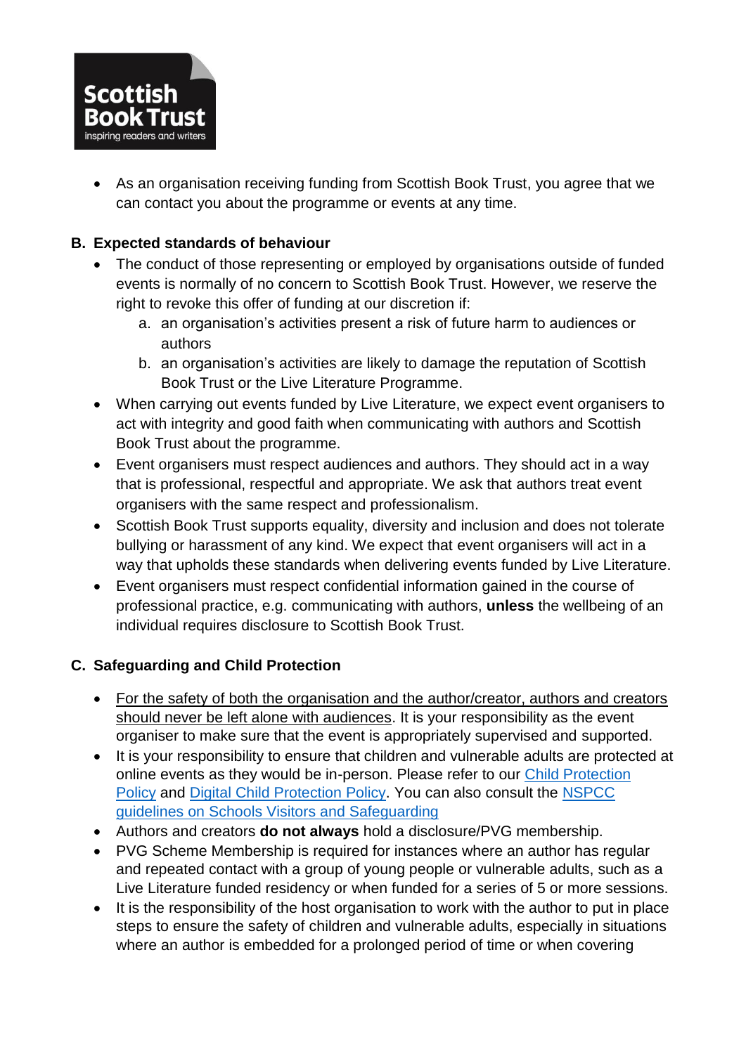- As an organisation receiving funding from Scottish Book Trust, you agree that we can contact you about the programme or events at any time.

**B. Expected standards of behaviour**

- The conduct of those representing or employed by organisations outside of funded events is normally of no concern to Scottish Book Trust. However, we reserve the right to revoke this offer of funding at our discretion if:
    a. an organisation's activities present a risk of future harm to audiences or authors
    b. an organisation's activities are likely to damage the reputation of Scottish Book Trust or the Live Literature Programme.
- When carrying out events funded by Live Literature, we expect event organisers to act with integrity and good faith when communicating with authors and Scottish Book Trust about the programme.
- Event organisers must respect audiences and authors. They should act in a way that is professional, respectful and appropriate. We ask that authors treat event organisers with the same respect and professionalism.
- Scottish Book Trust supports equality, diversity and inclusion and does not tolerate bullying or harassment of any kind. We expect that event organisers will act in a way that upholds these standards when delivering events funded by Live Literature.
- Event organisers must respect confidential information gained in the course of professional practice, e.g. communicating with authors, **unless** the wellbeing of an individual requires disclosure to Scottish Book Trust.

**C. Safeguarding and Child Protection**

- For the safety of both the organisation and the author/creator, authors and creators should never be left alone with audiences. It is your responsibility as the event organiser to make sure that the event is appropriately supervised and supported.
- It is your responsibility to ensure that children and vulnerable adults are protected at online events as they would be in-person. Please refer to our Child Protection Policy and Digital Child Protection Policy. You can also consult the NSPCC guidelines on Schools Visitors and Safeguarding
- Authors and creators **do not always** hold a disclosure/PVG membership.
- PVG Scheme Membership is required for instances where an author has regular and repeated contact with a group of young people or vulnerable adults, such as a Live Literature funded residency or when funded for a series of 5 or more sessions.
- It is the responsibility of the host organisation to work with the author to put in place steps to ensure the safety of children and vulnerable adults, especially in situations where an author is embedded for a prolonged period of time or when covering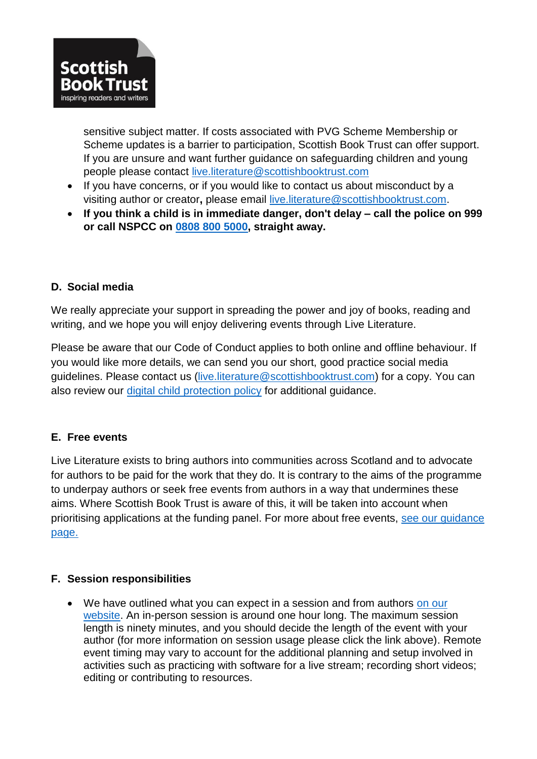sensitive subject matter. If costs associated with PVG Scheme Membership or Scheme updates is a barrier to participation, Scottish Book Trust can offer support. If you are unsure and want further guidance on safeguarding children and young people please contact live.literature@scottishbooktrust.com

- If you have concerns, or if you would like to contact us about misconduct by a visiting author or creator**,** please email live.literature@scottishbooktrust.com.
- **If you think a child is in immediate danger, don't delay – call the police on 999 or call NSPCC on 0808 800 5000, straight away.**

## D. Social media

We really appreciate your support in spreading the power and joy of books, reading and writing, and we hope you will enjoy delivering events through Live Literature.

Please be aware that our Code of Conduct applies to both online and offline behaviour. If you would like more details, we can send you our short, good practice social media guidelines. Please contact us (live.literature@scottishbooktrust.com) for a copy. You can also review our digital child protection policy for additional guidance.

## E. Free events

Live Literature exists to bring authors into communities across Scotland and to advocate for authors to be paid for the work that they do. It is contrary to the aims of the programme to underpay authors or seek free events from authors in a way that undermines these aims. Where Scottish Book Trust is aware of this, it will be taken into account when prioritising applications at the funding panel. For more about free events, see our guidance page.

## F. Session responsibilities

- We have outlined what you can expect in a session and from authors on our website. An in-person session is around one hour long. The maximum session length is ninety minutes, and you should decide the length of the event with your author (for more information on session usage please click the link above). Remote event timing may vary to account for the additional planning and setup involved in activities such as practicing with software for a live stream; recording short videos; editing or contributing to resources.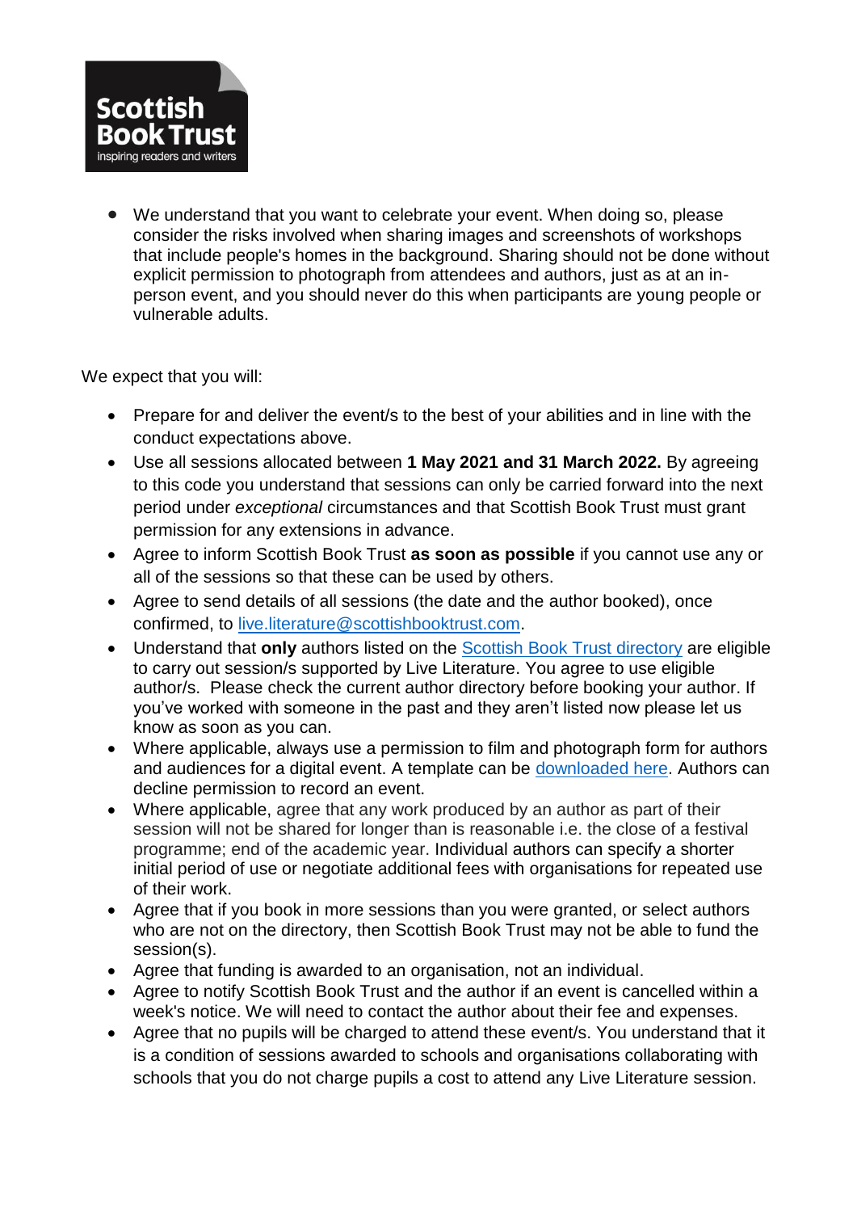- We understand that you want to celebrate your event. When doing so, please consider the risks involved when sharing images and screenshots of workshops that include people's homes in the background. Sharing should not be done without explicit permission to photograph from attendees and authors, just as at an in-person event, and you should never do this when participants are young people or vulnerable adults.

We expect that you will:

- Prepare for and deliver the event/s to the best of your abilities and in line with the conduct expectations above.
- Use all sessions allocated between **1 May 2021 and 31 March 2022.** By agreeing to this code you understand that sessions can only be carried forward into the next period under *exceptional* circumstances and that Scottish Book Trust must grant permission for any extensions in advance.
- Agree to inform Scottish Book Trust **as soon as possible** if you cannot use any or all of the sessions so that these can be used by others.
- Agree to send details of all sessions (the date and the author booked), once confirmed, to [live.literature@scottishbooktrust.com](mailto:live.literature@scottishbooktrust.com).
- Understand that **only** authors listed on the [Scottish Book Trust directory]() are eligible to carry out session/s supported by Live Literature. You agree to use eligible author/s. Please check the current author directory before booking your author. If you've worked with someone in the past and they aren't listed now please let us know as soon as you can.
- Where applicable, always use a permission to film and photograph form for authors and audiences for a digital event. A template can be [downloaded here](). Authors can decline permission to record an event.
- Where applicable, agree that any work produced by an author as part of their session will not be shared for longer than is reasonable i.e. the close of a festival programme; end of the academic year. Individual authors can specify a shorter initial period of use or negotiate additional fees with organisations for repeated use of their work.
- Agree that if you book in more sessions than you were granted, or select authors who are not on the directory, then Scottish Book Trust may not be able to fund the session(s).
- Agree that funding is awarded to an organisation, not an individual.
- Agree to notify Scottish Book Trust and the author if an event is cancelled within a week's notice. We will need to contact the author about their fee and expenses.
- Agree that no pupils will be charged to attend these event/s. You understand that it is a condition of sessions awarded to schools and organisations collaborating with schools that you do not charge pupils a cost to attend any Live Literature session.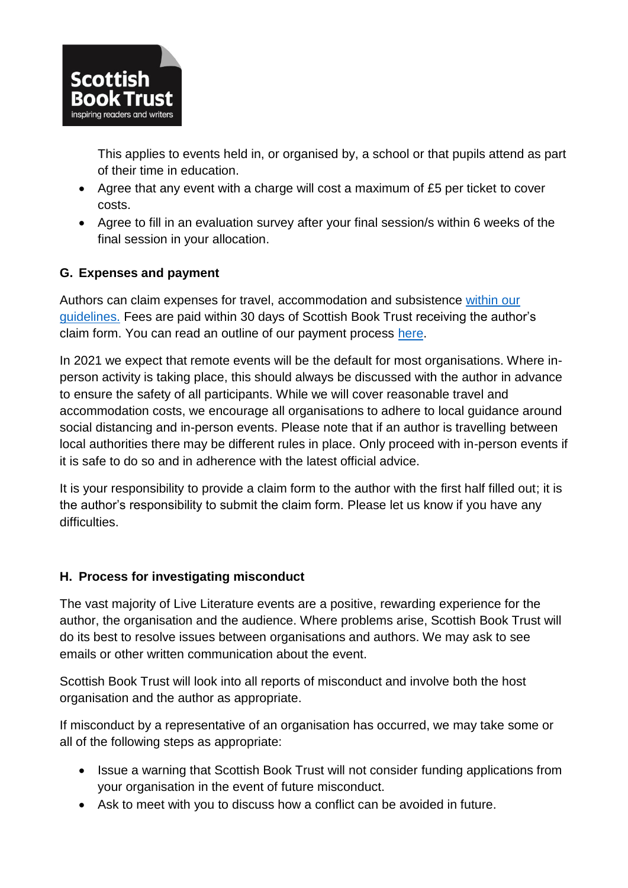This applies to events held in, or organised by, a school or that pupils attend as part of their time in education.

- Agree that any event with a charge will cost a maximum of £5 per ticket to cover costs.
- Agree to fill in an evaluation survey after your final session/s within 6 weeks of the final session in your allocation.

## G. Expenses and payment

Authors can claim expenses for travel, accommodation and subsistence within our guidelines. Fees are paid within 30 days of Scottish Book Trust receiving the author's claim form. You can read an outline of our payment process here.

In 2021 we expect that remote events will be the default for most organisations. Where in-person activity is taking place, this should always be discussed with the author in advance to ensure the safety of all participants. While we will cover reasonable travel and accommodation costs, we encourage all organisations to adhere to local guidance around social distancing and in-person events. Please note that if an author is travelling between local authorities there may be different rules in place. Only proceed with in-person events if it is safe to do so and in adherence with the latest official advice.

It is your responsibility to provide a claim form to the author with the first half filled out; it is the author's responsibility to submit the claim form. Please let us know if you have any difficulties.

## H. Process for investigating misconduct

The vast majority of Live Literature events are a positive, rewarding experience for the author, the organisation and the audience. Where problems arise, Scottish Book Trust will do its best to resolve issues between organisations and authors. We may ask to see emails or other written communication about the event.

Scottish Book Trust will look into all reports of misconduct and involve both the host organisation and the author as appropriate.

If misconduct by a representative of an organisation has occurred, we may take some or all of the following steps as appropriate:

- Issue a warning that Scottish Book Trust will not consider funding applications from your organisation in the event of future misconduct.
- Ask to meet with you to discuss how a conflict can be avoided in future.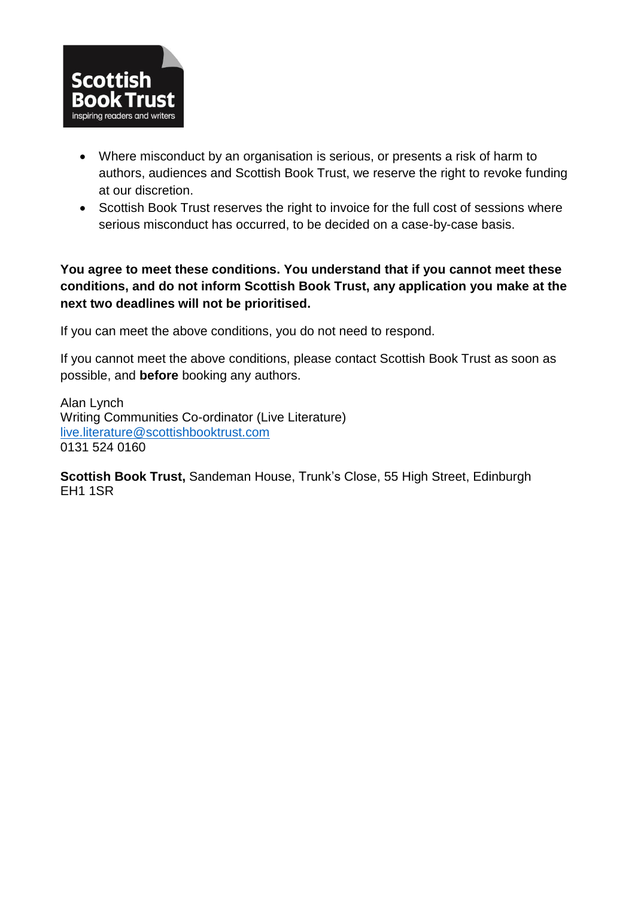- Where misconduct by an organisation is serious, or presents a risk of harm to authors, audiences and Scottish Book Trust, we reserve the right to revoke funding at our discretion.
- Scottish Book Trust reserves the right to invoice for the full cost of sessions where serious misconduct has occurred, to be decided on a case-by-case basis.

**You agree to meet these conditions. You understand that if you cannot meet these conditions, and do not inform Scottish Book Trust, any application you make at the next two deadlines will not be prioritised.**

If you can meet the above conditions, you do not need to respond.

If you cannot meet the above conditions, please contact Scottish Book Trust as soon as possible, and **before** booking any authors.

Alan Lynch
Writing Communities Co-ordinator (Live Literature)
live.literature@scottishbooktrust.com
0131 524 0160

**Scottish Book Trust,** Sandeman House, Trunk's Close, 55 High Street, Edinburgh EH1 1SR